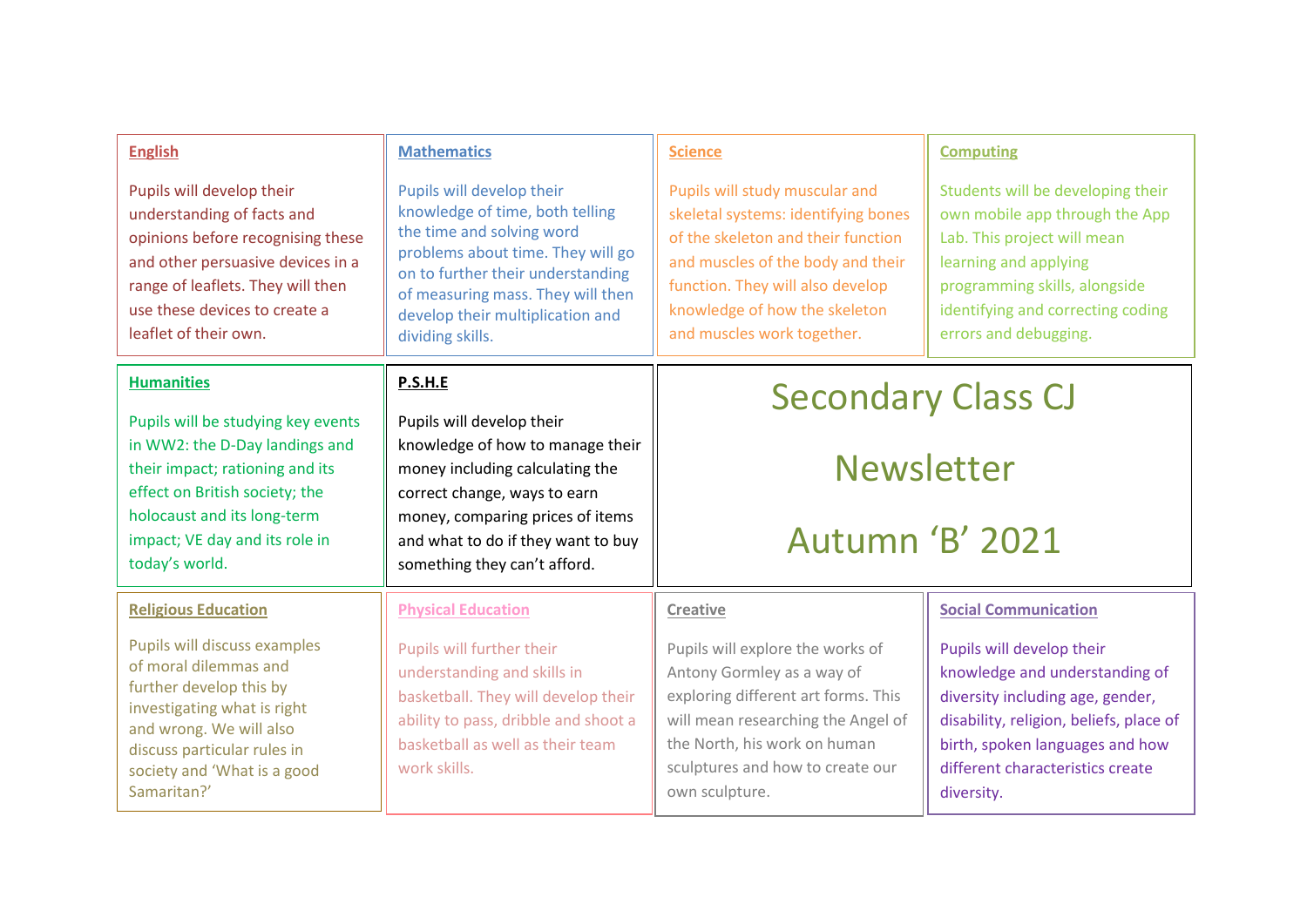# Secondary Class CJ

# Newsletter

# Autumn 'B' 2021

## English

Pupils will develop their understanding of facts and opinions before recognising these and other persuasive devices in a range of leaflets. They will then use these devices to create a leaflet of their own.

## Mathematics

Pupils will develop their knowledge of time, both telling the time and solving word problems about time. They will go on to further their understanding of measuring mass. They will then develop their multiplication and dividing skills.

## Science

Pupils will study muscular and skeletal systems: identifying bones of the skeleton and their function and muscles of the body and their function. They will also develop knowledge of how the skeleton and muscles work together.

## Computing

Students will be developing their own mobile app through the App Lab. This project will mean learning and applying programming skills, alongside identifying and correcting coding errors and debugging.

## Humanities

Pupils will be studying key events in WW2: the D-Day landings and their impact; rationing and its effect on British society; the holocaust and its long-term impact; VE day and its role in today's world.

## P.S.H.E

Pupils will develop their knowledge of how to manage their money including calculating the correct change, ways to earn money, comparing prices of items and what to do if they want to buy something they can't afford.

## Religious Education

Pupils will discuss examples of moral dilemmas and further develop this by investigating what is right and wrong. We will also discuss particular rules in society and 'What is a good Samaritan?'

## Physical Education

Pupils will further their understanding and skills in basketball. They will develop their ability to pass, dribble and shoot a basketball as well as their team work skills.

## Creative

Pupils will explore the works of Antony Gormley as a way of exploring different art forms. This will mean researching the Angel of the North, his work on human sculptures and how to create our own sculpture.

## Social Communication

Pupils will develop their knowledge and understanding of diversity including age, gender, disability, religion, beliefs, place of birth, spoken languages and how different characteristics create diversity.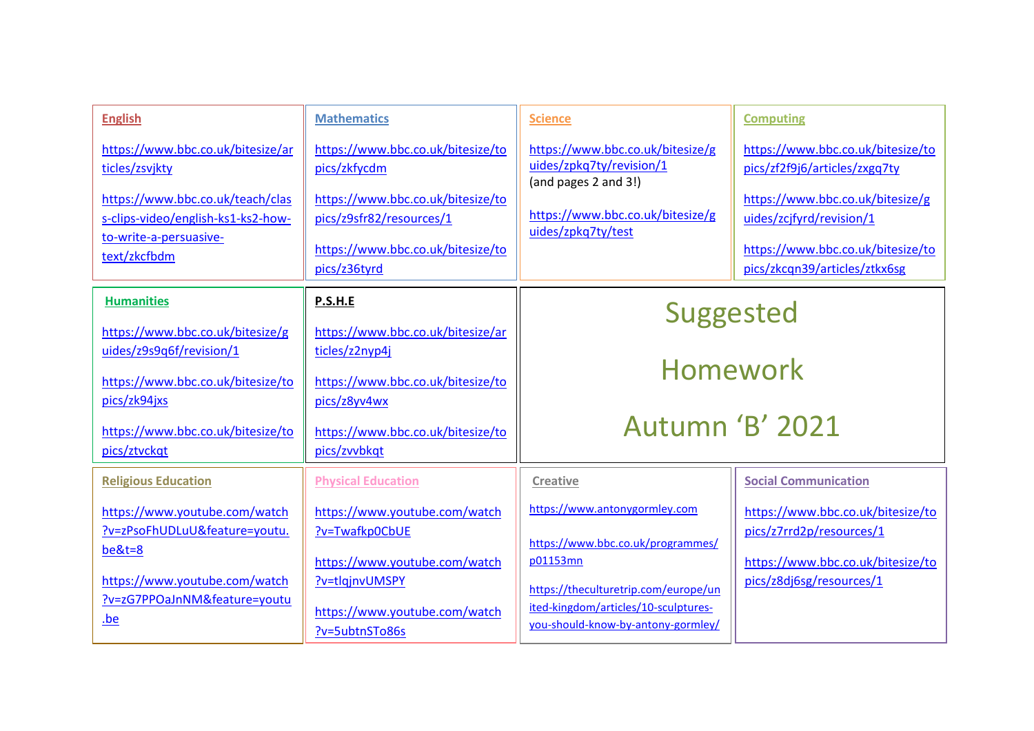# Suggested Homework Autumn 'B' 2021

## English

https://www.bbc.co.uk/bitesize/articles/zsvjkty

https://www.bbc.co.uk/teach/class-clips-video/english-ks1-ks2-how-to-write-a-persuasive-text/zkcfbdm

## Mathematics

https://www.bbc.co.uk/bitesize/topics/zkfycdm

https://www.bbc.co.uk/bitesize/topics/z9sfr82/resources/1

https://www.bbc.co.uk/bitesize/topics/z36tyrd

## Science

https://www.bbc.co.uk/bitesize/guides/zpkq7ty/revision/1
(and pages 2 and 3!)

https://www.bbc.co.uk/bitesize/guides/zpkq7ty/test

## Computing

https://www.bbc.co.uk/bitesize/topics/zf2f9j6/articles/zxgq7ty

https://www.bbc.co.uk/bitesize/guides/zcjfyrd/revision/1

https://www.bbc.co.uk/bitesize/topics/zkcqn39/articles/ztkx6sg

## Humanities

https://www.bbc.co.uk/bitesize/guides/z9s9q6f/revision/1

https://www.bbc.co.uk/bitesize/topics/zk94jxs

https://www.bbc.co.uk/bitesize/topics/ztvckqt

## P.S.H.E

https://www.bbc.co.uk/bitesize/articles/z2nyp4j

https://www.bbc.co.uk/bitesize/topics/z8yv4wx

https://www.bbc.co.uk/bitesize/topics/zvvbkqt

## Religious Education

https://www.youtube.com/watch?v=zPsoFhUDLuU&feature=youtu.be&t=8

https://www.youtube.com/watch?v=zG7PPOaJnNM&feature=youtu.be

## Physical Education

https://www.youtube.com/watch?v=Twafkp0CbUE

https://www.youtube.com/watch?v=tlqjnvUMSPY

https://www.youtube.com/watch?v=5ubtnSTo86s

## Creative

https://www.antonygormley.com

https://www.bbc.co.uk/programmes/p01153mn

https://theculturetrip.com/europe/united-kingdom/articles/10-sculptures-you-should-know-by-antony-gormley/

## Social Communication

https://www.bbc.co.uk/bitesize/topics/z7rrd2p/resources/1

https://www.bbc.co.uk/bitesize/topics/z8dj6sg/resources/1